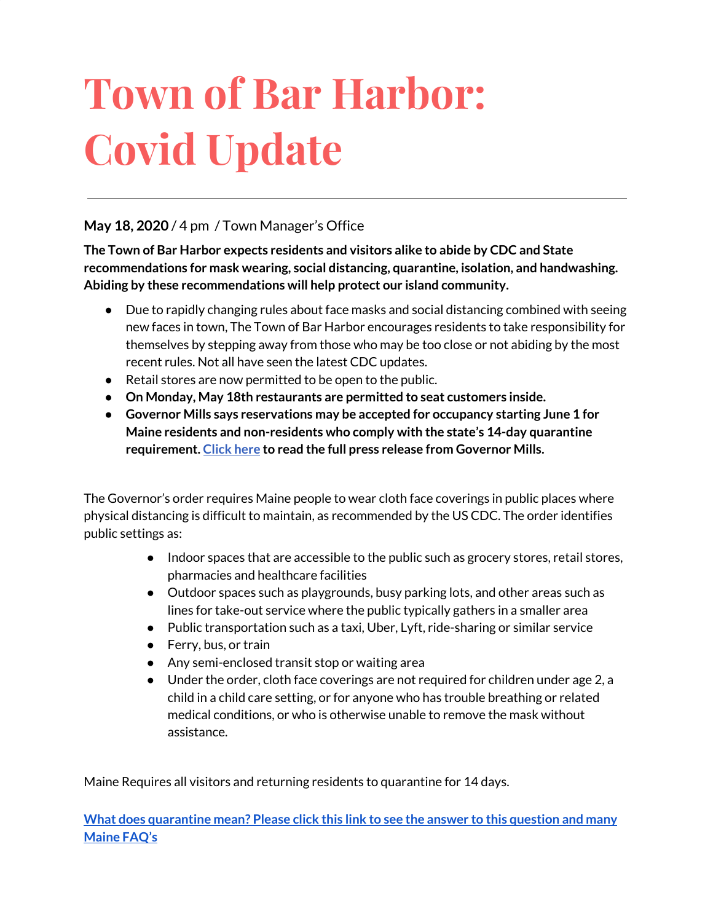# Town of Bar Harbor: Covid Update

---

**May 18, 2020** / 4 pm / Town Manager's Office

**The Town of Bar Harbor expects residents and visitors alike to abide by CDC and State recommendations for mask wearing, social distancing, quarantine, isolation, and handwashing. Abiding by these recommendations will help protect our island community.**

- Due to rapidly changing rules about face masks and social distancing combined with seeing new faces in town, The Town of Bar Harbor encourages residents to take responsibility for themselves by stepping away from those who may be too close or not abiding by the most recent rules. Not all have seen the latest CDC updates.
- Retail stores are now permitted to be open to the public.
- **On Monday, May 18th restaurants are permitted to seat customers inside.**
- **Governor Mills says reservations may be accepted for occupancy starting June 1 for Maine residents and non-residents who comply with the state's 14-day quarantine requirement. [Click here] to read the full press release from Governor Mills.**

The Governor's order requires Maine people to wear cloth face coverings in public places where physical distancing is difficult to maintain, as recommended by the US CDC. The order identifies public settings as:

- Indoor spaces that are accessible to the public such as grocery stores, retail stores, pharmacies and healthcare facilities
- Outdoor spaces such as playgrounds, busy parking lots, and other areas such as lines for take-out service where the public typically gathers in a smaller area
- Public transportation such as a taxi, Uber, Lyft, ride-sharing or similar service
- Ferry, bus, or train
- Any semi-enclosed transit stop or waiting area
- Under the order, cloth face coverings are not required for children under age 2, a child in a child care setting, or for anyone who has trouble breathing or related medical conditions, or who is otherwise unable to remove the mask without assistance.

Maine Requires all visitors and returning residents to quarantine for 14 days.

**What does quarantine mean? Please click this link to see the answer to this question and many Maine FAQ's**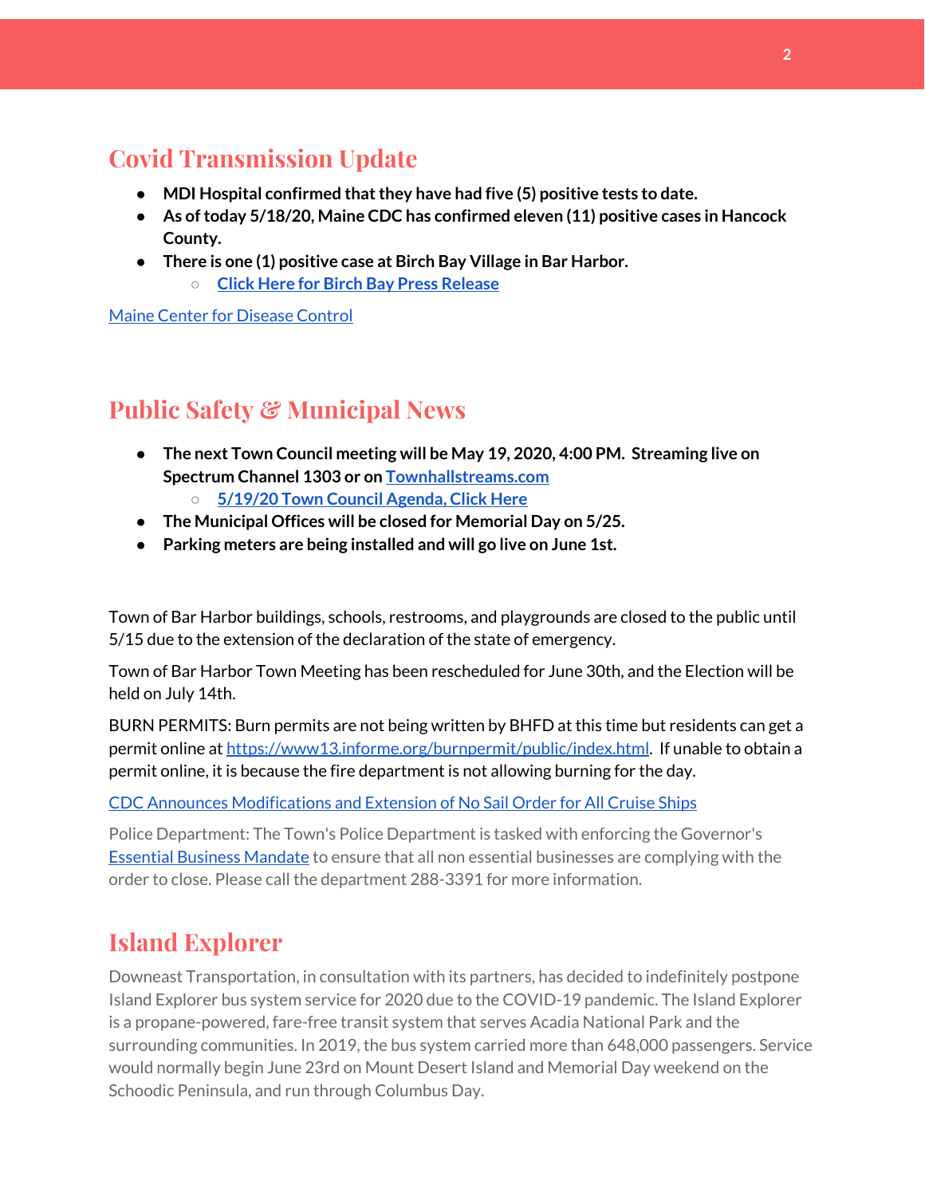## Covid Transmission Update

- **MDI Hospital confirmed that they have had five (5) positive tests to date.**
- **As of today 5/18/20, Maine CDC has confirmed eleven (11) positive cases in Hancock County.**
- **There is one (1) positive case at Birch Bay Village in Bar Harbor.**
  - **Click Here for Birch Bay Press Release**

Maine Center for Disease Control

## Public Safety & Municipal News

- **The next Town Council meeting will be May 19, 2020, 4:00 PM. Streaming live on Spectrum Channel 1303 or on Townhallstreams.com**
  - **5/19/20 Town Council Agenda, Click Here**
- **The Municipal Offices will be closed for Memorial Day on 5/25.**
- **Parking meters are being installed and will go live on June 1st.**

Town of Bar Harbor buildings, schools, restrooms, and playgrounds are closed to the public until 5/15 due to the extension of the declaration of the state of emergency.

Town of Bar Harbor Town Meeting has been rescheduled for June 30th, and the Election will be held on July 14th.

BURN PERMITS: Burn permits are not being written by BHFD at this time but residents can get a permit online at https://www13.informe.org/burnpermit/public/index.html. If unable to obtain a permit online, it is because the fire department is not allowing burning for the day.

CDC Announces Modifications and Extension of No Sail Order for All Cruise Ships

Police Department: The Town's Police Department is tasked with enforcing the Governor's Essential Business Mandate to ensure that all non essential businesses are complying with the order to close. Please call the department 288-3391 for more information.

## Island Explorer

Downeast Transportation, in consultation with its partners, has decided to indefinitely postpone Island Explorer bus system service for 2020 due to the COVID-19 pandemic. The Island Explorer is a propane-powered, fare-free transit system that serves Acadia National Park and the surrounding communities. In 2019, the bus system carried more than 648,000 passengers. Service would normally begin June 23rd on Mount Desert Island and Memorial Day weekend on the Schoodic Peninsula, and run through Columbus Day.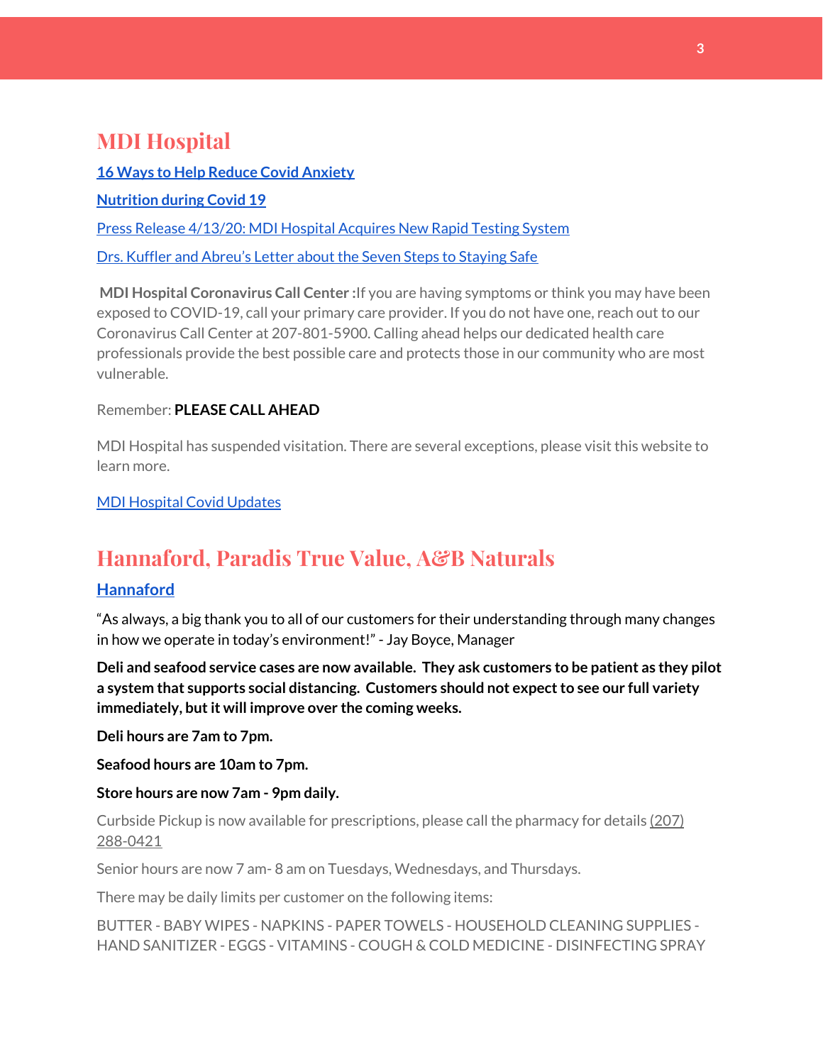## MDI Hospital

**16 Ways to Help Reduce Covid Anxiety**

**Nutrition during Covid 19**

Press Release 4/13/20: MDI Hospital Acquires New Rapid Testing System

Drs. Kuffler and Abreu's Letter about the Seven Steps to Staying Safe

**MDI Hospital Coronavirus Call Center :** If you are having symptoms or think you may have been exposed to COVID-19, call your primary care provider. If you do not have one, reach out to our Coronavirus Call Center at 207-801-5900. Calling ahead helps our dedicated health care professionals provide the best possible care and protects those in our community who are most vulnerable.

Remember: **PLEASE CALL AHEAD**

MDI Hospital has suspended visitation. There are several exceptions, please visit this website to learn more.

MDI Hospital Covid Updates

## Hannaford, Paradis True Value, A&B Naturals

### Hannaford

"As always, a big thank you to all of our customers for their understanding through many changes in how we operate in today's environment!" - Jay Boyce, Manager

**Deli and seafood service cases are now available. They ask customers to be patient as they pilot a system that supports social distancing. Customers should not expect to see our full variety immediately, but it will improve over the coming weeks.**

**Deli hours are 7am to 7pm.**

**Seafood hours are 10am to 7pm.**

**Store hours are now 7am - 9pm daily.**

Curbside Pickup is now available for prescriptions, please call the pharmacy for details (207) 288-0421

Senior hours are now 7 am- 8 am on Tuesdays, Wednesdays, and Thursdays.

There may be daily limits per customer on the following items:

BUTTER - BABY WIPES - NAPKINS - PAPER TOWELS - HOUSEHOLD CLEANING SUPPLIES - HAND SANITIZER - EGGS - VITAMINS - COUGH & COLD MEDICINE - DISINFECTING SPRAY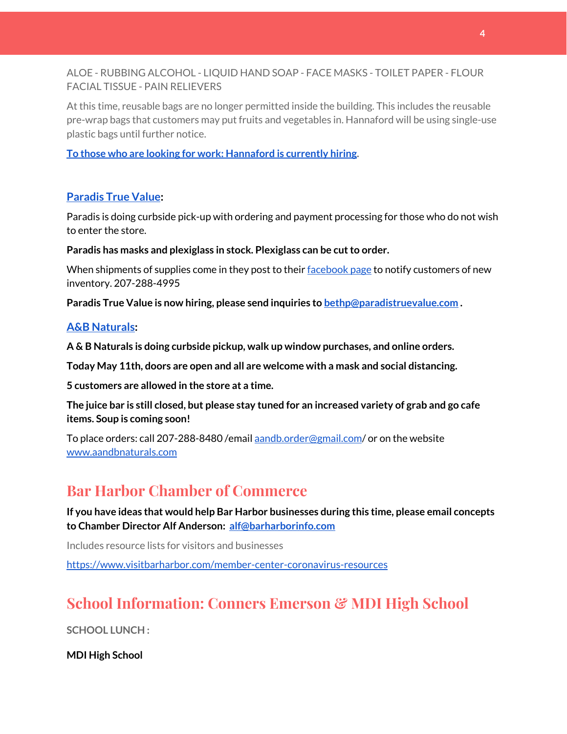ALOE - RUBBING ALCOHOL - LIQUID HAND SOAP - FACE MASKS - TOILET PAPER - FLOUR FACIAL TISSUE - PAIN RELIEVERS

At this time, reusable bags are no longer permitted inside the building. This includes the reusable pre-wrap bags that customers may put fruits and vegetables in. Hannaford will be using single-use plastic bags until further notice.

**To those who are looking for work: Hannaford is currently hiring.**

### Paradis True Value:

Paradis is doing curbside pick-up with ordering and payment processing for those who do not wish to enter the store.

**Paradis has masks and plexiglass in stock. Plexiglass can be cut to order.**

When shipments of supplies come in they post to their facebook page to notify customers of new inventory. 207-288-4995

**Paradis True Value is now hiring, please send inquiries to bethp@paradistruevalue.com .**

### A&B Naturals:

**A & B Naturals is doing curbside pickup, walk up window purchases, and online orders.**

**Today May 11th, doors are open and all are welcome with a mask and social distancing.**

**5 customers are allowed in the store at a time.**

**The juice bar is still closed, but please stay tuned for an increased variety of grab and go cafe items. Soup is coming soon!**

To place orders: call 207-288-8480 /email aandb.order@gmail.com/ or on the website www.aandbnaturals.com

## Bar Harbor Chamber of Commerce

**If you have ideas that would help Bar Harbor businesses during this time, please email concepts to Chamber Director Alf Anderson: alf@barharborinfo.com**

Includes resource lists for visitors and businesses

https://www.visitbarharbor.com/member-center-coronavirus-resources

## School Information: Conners Emerson & MDI High School

**SCHOOL LUNCH :**

**MDI High School**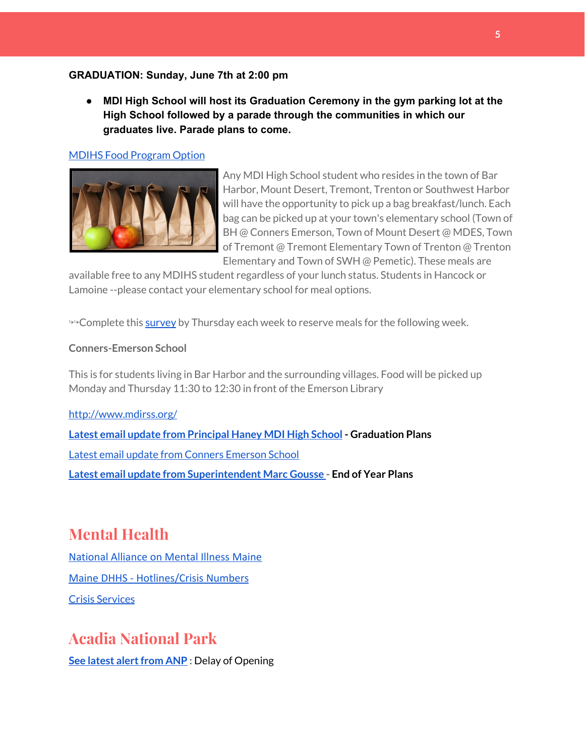**GRADUATION: Sunday, June 7th at 2:00 pm**

- **MDI High School will host its Graduation Ceremony in the gym parking lot at the High School followed by a parade through the communities in which our graduates live. Parade plans to come.**

MDIHS Food Program Option

Any MDI High School student who resides in the town of Bar Harbor, Mount Desert, Tremont, Trenton or Southwest Harbor will have the opportunity to pick up a bag breakfast/lunch. Each bag can be picked up at your town's elementary school (Town of BH @ Conners Emerson, Town of Mount Desert @ MDES, Town of Tremont @ Tremont Elementary Town of Trenton @ Trenton Elementary and Town of SWH @ Pemetic). These meals are available free to any MDIHS student regardless of your lunch status. Students in Hancock or Lamoine --please contact your elementary school for meal options.

↬Complete this survey by Thursday each week to reserve meals for the following week.

**Conners-Emerson School**

This is for students living in Bar Harbor and the surrounding villages. Food will be picked up Monday and Thursday 11:30 to 12:30 in front of the Emerson Library

http://www.mdirss.org/

**Latest email update from Principal Haney MDI High School - Graduation Plans**

Latest email update from Conners Emerson School

**Latest email update from Superintendent Marc Gousse - End of Year Plans**

## Mental Health

National Alliance on Mental Illness Maine

Maine DHHS - Hotlines/Crisis Numbers

Crisis Services

## Acadia National Park

**See latest alert from ANP :** Delay of Opening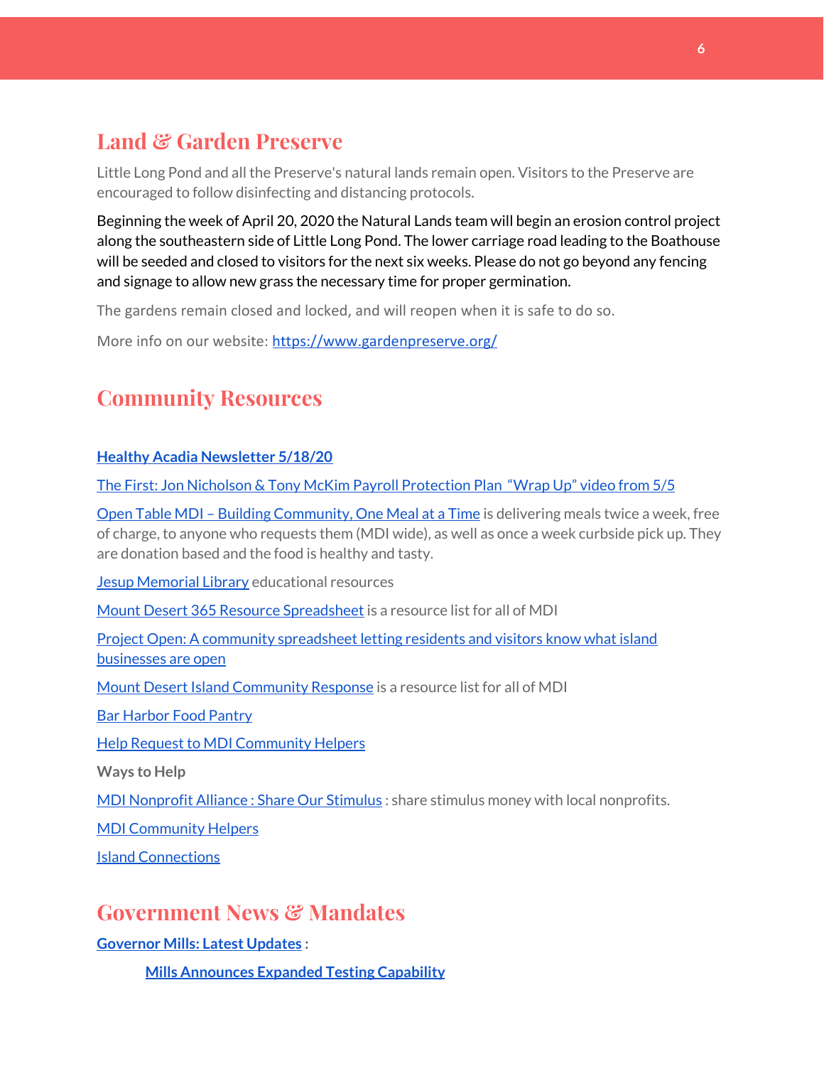## Land & Garden Preserve

Little Long Pond and all the Preserve's natural lands remain open. Visitors to the Preserve are encouraged to follow disinfecting and distancing protocols.

Beginning the week of April 20, 2020 the Natural Lands team will begin an erosion control project along the southeastern side of Little Long Pond. The lower carriage road leading to the Boathouse will be seeded and closed to visitors for the next six weeks. Please do not go beyond any fencing and signage to allow new grass the necessary time for proper germination.

The gardens remain closed and locked, and will reopen when it is safe to do so.

More info on our website: [https://www.gardenpreserve.org/](https://www.gardenpreserve.org/)

## Community Resources

**[Healthy Acadia Newsletter 5/18/20](#)**

[The First: Jon Nicholson & Tony McKim Payroll Protection Plan "Wrap Up" video from 5/5](#)

[Open Table MDI – Building Community, One Meal at a Time](#) is delivering meals twice a week, free of charge, to anyone who requests them (MDI wide), as well as once a week curbside pick up. They are donation based and the food is healthy and tasty.

[Jesup Memorial Library](#) educational resources

[Mount Desert 365 Resource Spreadsheet](#) is a resource list for all of MDI

[Project Open: A community spreadsheet letting residents and visitors know what island businesses are open](#)

[Mount Desert Island Community Response](#) is a resource list for all of MDI

[Bar Harbor Food Pantry](#)

[Help Request to MDI Community Helpers](#)

**Ways to Help**

[MDI Nonprofit Alliance : Share Our Stimulus](#) : share stimulus money with local nonprofits.

[MDI Community Helpers](#)

[Island Connections](#)

## Government News & Mandates

**[Governor Mills: Latest Updates](#) :**

- **[Mills Announces Expanded Testing Capability](#)**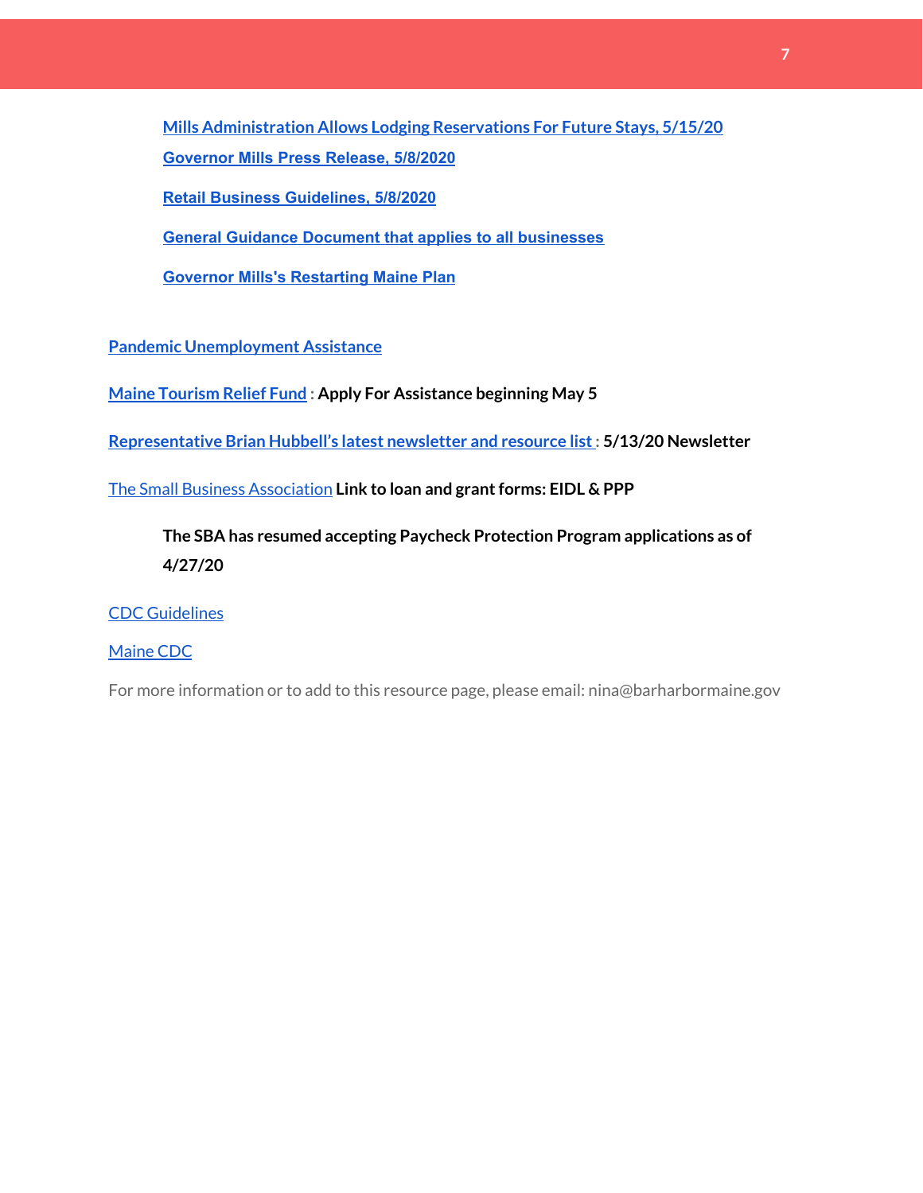[Mills Administration Allows Lodging Reservations For Future Stays, 5/15/20](#)

[Governor Mills Press Release, 5/8/2020](#)

[Retail Business Guidelines, 5/8/2020](#)

[General Guidance Document that applies to all businesses](#)

[Governor Mills's Restarting Maine Plan](#)

[Pandemic Unemployment Assistance](#)

[Maine Tourism Relief Fund](#) **: Apply For Assistance beginning May 5**

[Representative Brian Hubbell's latest newsletter and resource list](#) **: 5/13/20 Newsletter**

[The Small Business Association](#) **Link to loan and grant forms: EIDL & PPP**

**The SBA has resumed accepting Paycheck Protection Program applications as of 4/27/20**

[CDC Guidelines](#)

[Maine CDC](#)

For more information or to add to this resource page, please email: nina@barharbormaine.gov